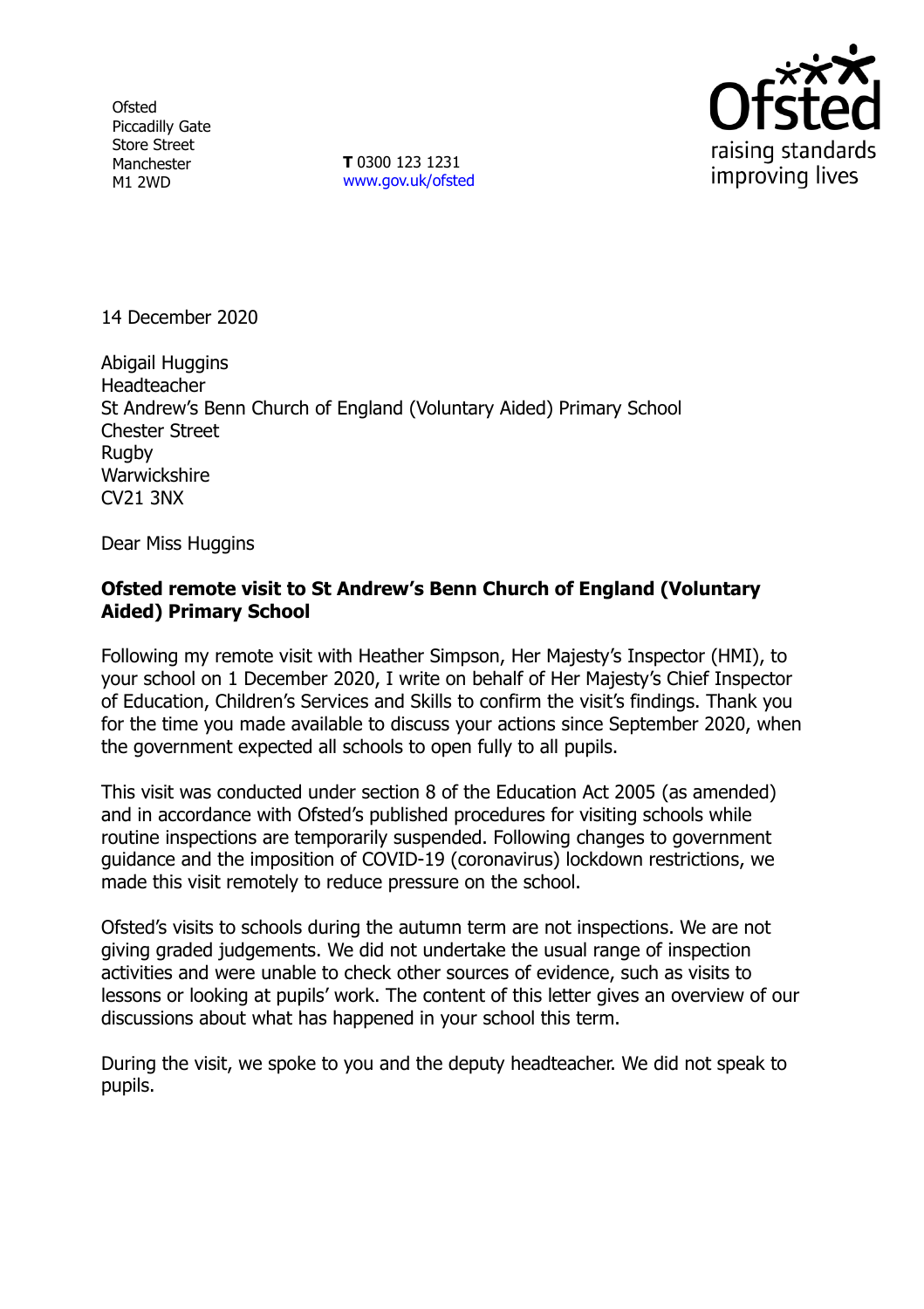Ofsted
Piccadilly Gate
Store Street
Manchester
M1 2WD

**T** 0300 123 1231
www.gov.uk/ofsted

14 December 2020

Abigail Huggins
Headteacher
St Andrew's Benn Church of England (Voluntary Aided) Primary School
Chester Street
Rugby
Warwickshire
CV21 3NX

Dear Miss Huggins

**Ofsted remote visit to St Andrew's Benn Church of England (Voluntary Aided) Primary School**

Following my remote visit with Heather Simpson, Her Majesty's Inspector (HMI), to your school on 1 December 2020, I write on behalf of Her Majesty's Chief Inspector of Education, Children's Services and Skills to confirm the visit's findings. Thank you for the time you made available to discuss your actions since September 2020, when the government expected all schools to open fully to all pupils.

This visit was conducted under section 8 of the Education Act 2005 (as amended) and in accordance with Ofsted's published procedures for visiting schools while routine inspections are temporarily suspended. Following changes to government guidance and the imposition of COVID-19 (coronavirus) lockdown restrictions, we made this visit remotely to reduce pressure on the school.

Ofsted's visits to schools during the autumn term are not inspections. We are not giving graded judgements. We did not undertake the usual range of inspection activities and were unable to check other sources of evidence, such as visits to lessons or looking at pupils' work. The content of this letter gives an overview of our discussions about what has happened in your school this term.

During the visit, we spoke to you and the deputy headteacher. We did not speak to pupils.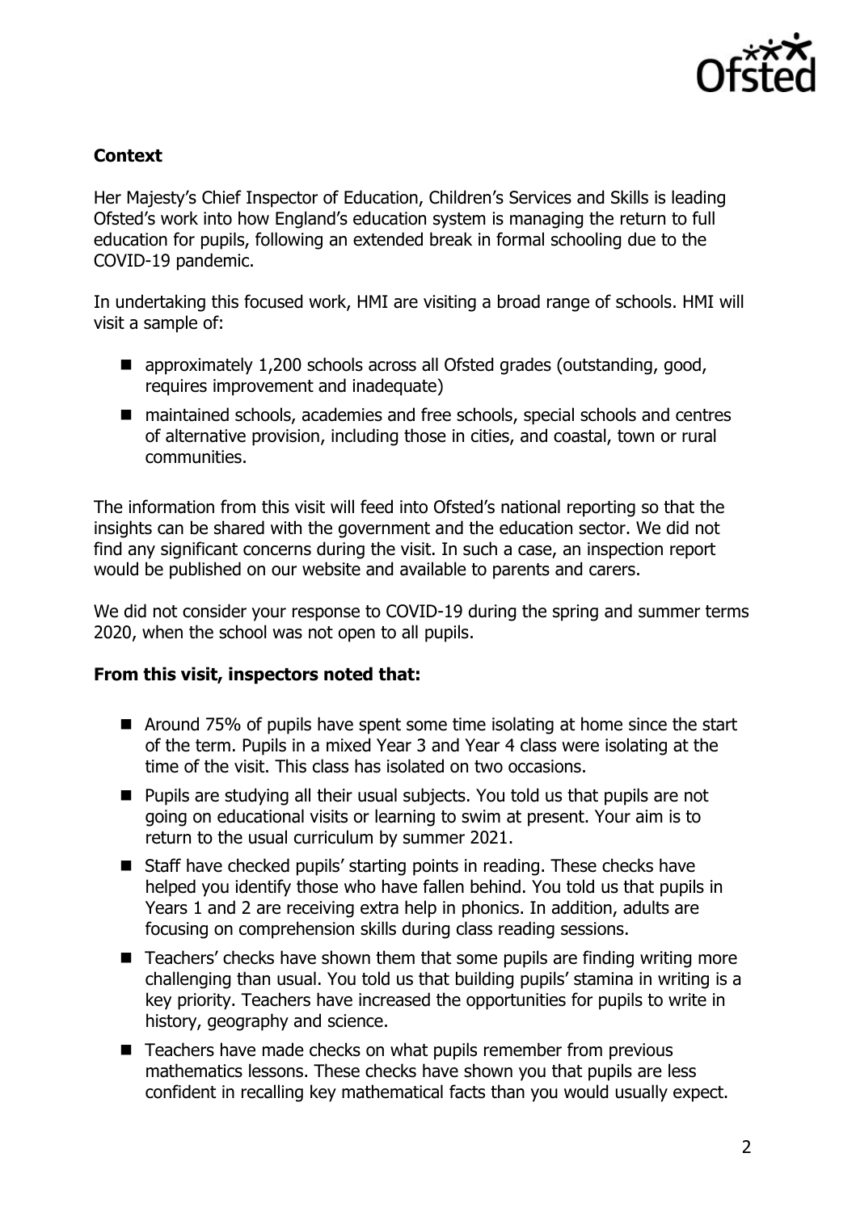**Context**

Her Majesty's Chief Inspector of Education, Children's Services and Skills is leading Ofsted's work into how England's education system is managing the return to full education for pupils, following an extended break in formal schooling due to the COVID-19 pandemic.

In undertaking this focused work, HMI are visiting a broad range of schools. HMI will visit a sample of:

- approximately 1,200 schools across all Ofsted grades (outstanding, good, requires improvement and inadequate)
- maintained schools, academies and free schools, special schools and centres of alternative provision, including those in cities, and coastal, town or rural communities.

The information from this visit will feed into Ofsted's national reporting so that the insights can be shared with the government and the education sector. We did not find any significant concerns during the visit. In such a case, an inspection report would be published on our website and available to parents and carers.

We did not consider your response to COVID-19 during the spring and summer terms 2020, when the school was not open to all pupils.

**From this visit, inspectors noted that:**

- Around 75% of pupils have spent some time isolating at home since the start of the term. Pupils in a mixed Year 3 and Year 4 class were isolating at the time of the visit. This class has isolated on two occasions.
- Pupils are studying all their usual subjects. You told us that pupils are not going on educational visits or learning to swim at present. Your aim is to return to the usual curriculum by summer 2021.
- Staff have checked pupils' starting points in reading. These checks have helped you identify those who have fallen behind. You told us that pupils in Years 1 and 2 are receiving extra help in phonics. In addition, adults are focusing on comprehension skills during class reading sessions.
- Teachers' checks have shown them that some pupils are finding writing more challenging than usual. You told us that building pupils' stamina in writing is a key priority. Teachers have increased the opportunities for pupils to write in history, geography and science.
- Teachers have made checks on what pupils remember from previous mathematics lessons. These checks have shown you that pupils are less confident in recalling key mathematical facts than you would usually expect.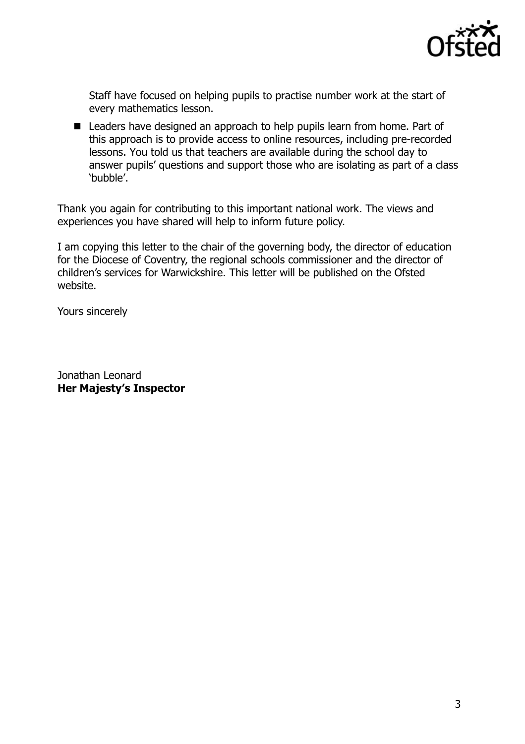Staff have focused on helping pupils to practise number work at the start of every mathematics lesson.

- Leaders have designed an approach to help pupils learn from home. Part of this approach is to provide access to online resources, including pre-recorded lessons. You told us that teachers are available during the school day to answer pupils' questions and support those who are isolating as part of a class 'bubble'.

Thank you again for contributing to this important national work. The views and experiences you have shared will help to inform future policy.

I am copying this letter to the chair of the governing body, the director of education for the Diocese of Coventry, the regional schools commissioner and the director of children's services for Warwickshire. This letter will be published on the Ofsted website.

Yours sincerely

Jonathan Leonard
**Her Majesty's Inspector**